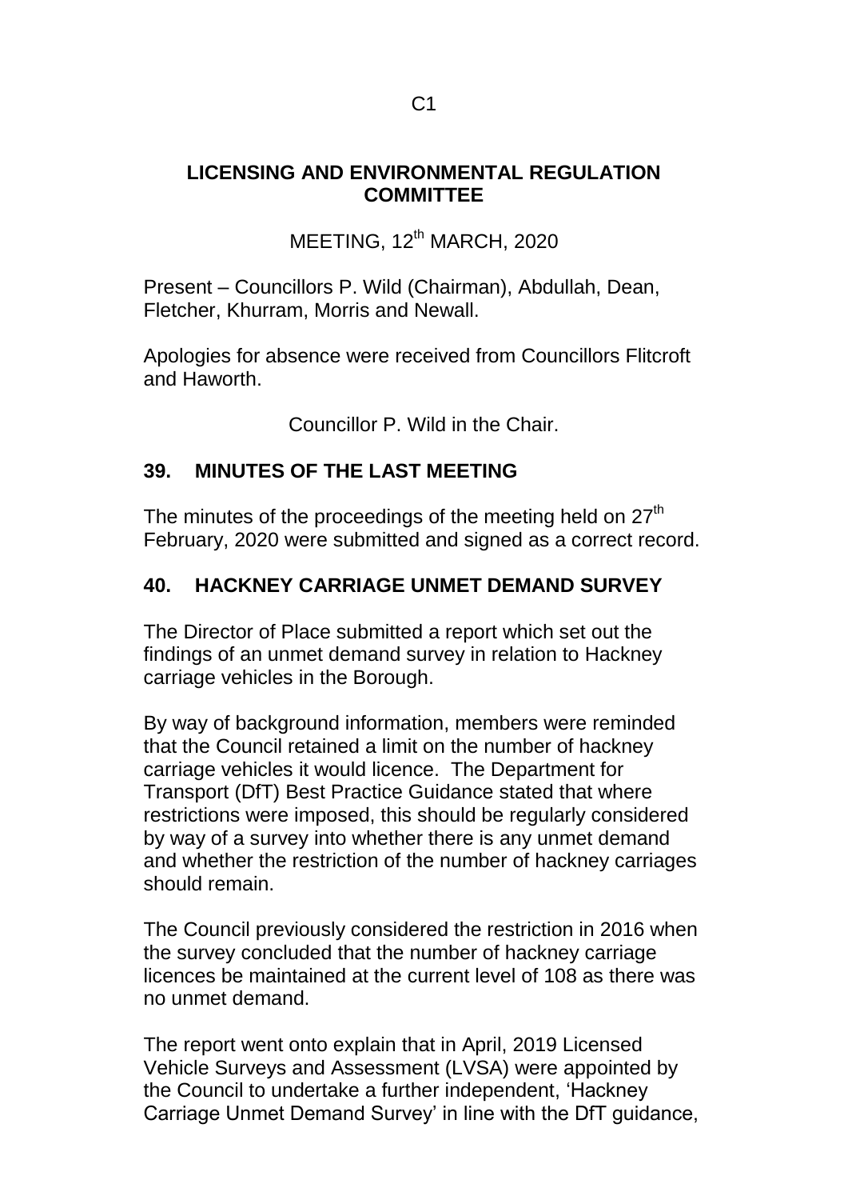# LICENSING AND ENVIRONMENTAL REGULATION COMMITTEE

MEETING, 12th MARCH, 2020

Present – Councillors P. Wild (Chairman), Abdullah, Dean, Fletcher, Khurram, Morris and Newall.

Apologies for absence were received from Councillors Flitcroft and Haworth.

Councillor P. Wild in the Chair.

## 39. MINUTES OF THE LAST MEETING

The minutes of the proceedings of the meeting held on 27th February, 2020 were submitted and signed as a correct record.

## 40. HACKNEY CARRIAGE UNMET DEMAND SURVEY

The Director of Place submitted a report which set out the findings of an unmet demand survey in relation to Hackney carriage vehicles in the Borough.

By way of background information, members were reminded that the Council retained a limit on the number of hackney carriage vehicles it would licence. The Department for Transport (DfT) Best Practice Guidance stated that where restrictions were imposed, this should be regularly considered by way of a survey into whether there is any unmet demand and whether the restriction of the number of hackney carriages should remain.

The Council previously considered the restriction in 2016 when the survey concluded that the number of hackney carriage licences be maintained at the current level of 108 as there was no unmet demand.

The report went onto explain that in April, 2019 Licensed Vehicle Surveys and Assessment (LVSA) were appointed by the Council to undertake a further independent, 'Hackney Carriage Unmet Demand Survey' in line with the DfT guidance,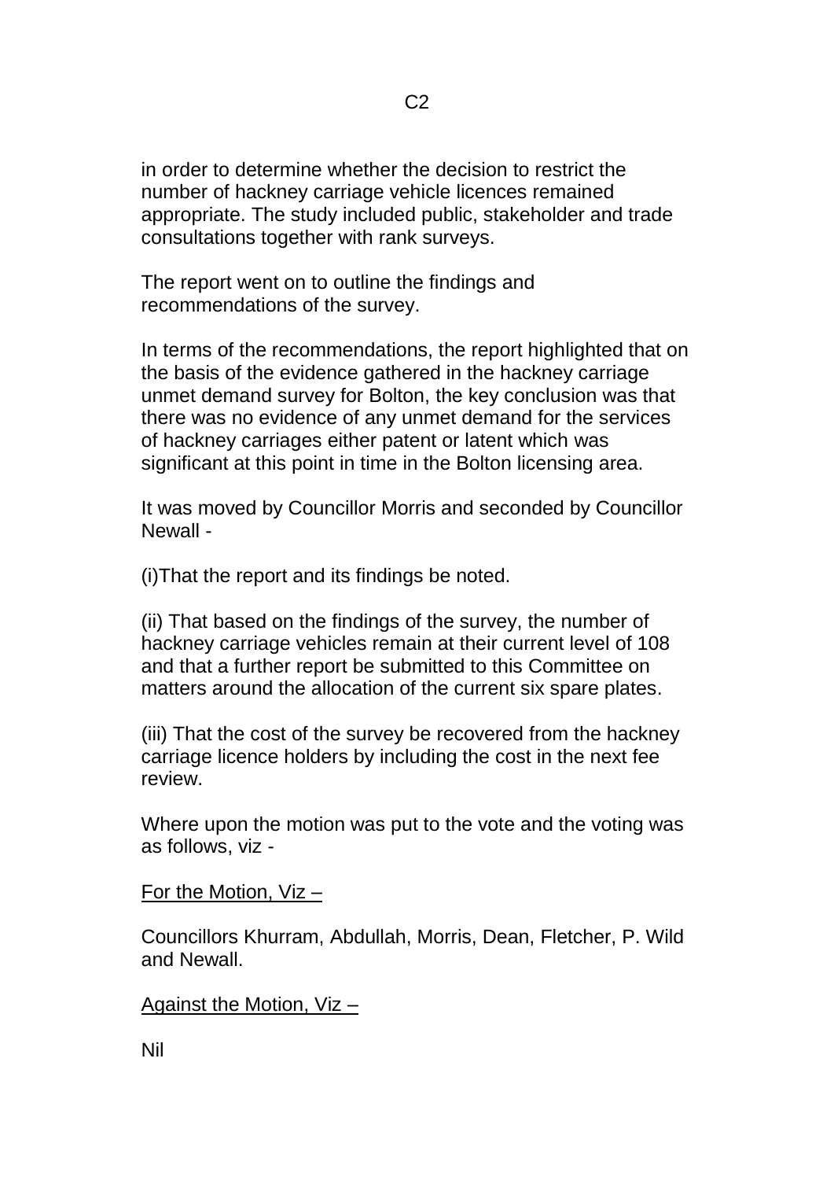in order to determine whether the decision to restrict the number of hackney carriage vehicle licences remained appropriate. The study included public, stakeholder and trade consultations together with rank surveys.

The report went on to outline the findings and recommendations of the survey.

In terms of the recommendations, the report highlighted that on the basis of the evidence gathered in the hackney carriage unmet demand survey for Bolton, the key conclusion was that there was no evidence of any unmet demand for the services of hackney carriages either patent or latent which was significant at this point in time in the Bolton licensing area.

It was moved by Councillor Morris and seconded by Councillor Newall -

(i)That the report and its findings be noted.

(ii) That based on the findings of the survey, the number of hackney carriage vehicles remain at their current level of 108 and that a further report be submitted to this Committee on matters around the allocation of the current six spare plates.

(iii) That the cost of the survey be recovered from the hackney carriage licence holders by including the cost in the next fee review.

Where upon the motion was put to the vote and the voting was as follows, viz -

<u>For the Motion, Viz –</u>

Councillors Khurram, Abdullah, Morris, Dean, Fletcher, P. Wild and Newall.

<u>Against the Motion, Viz –</u>

Nil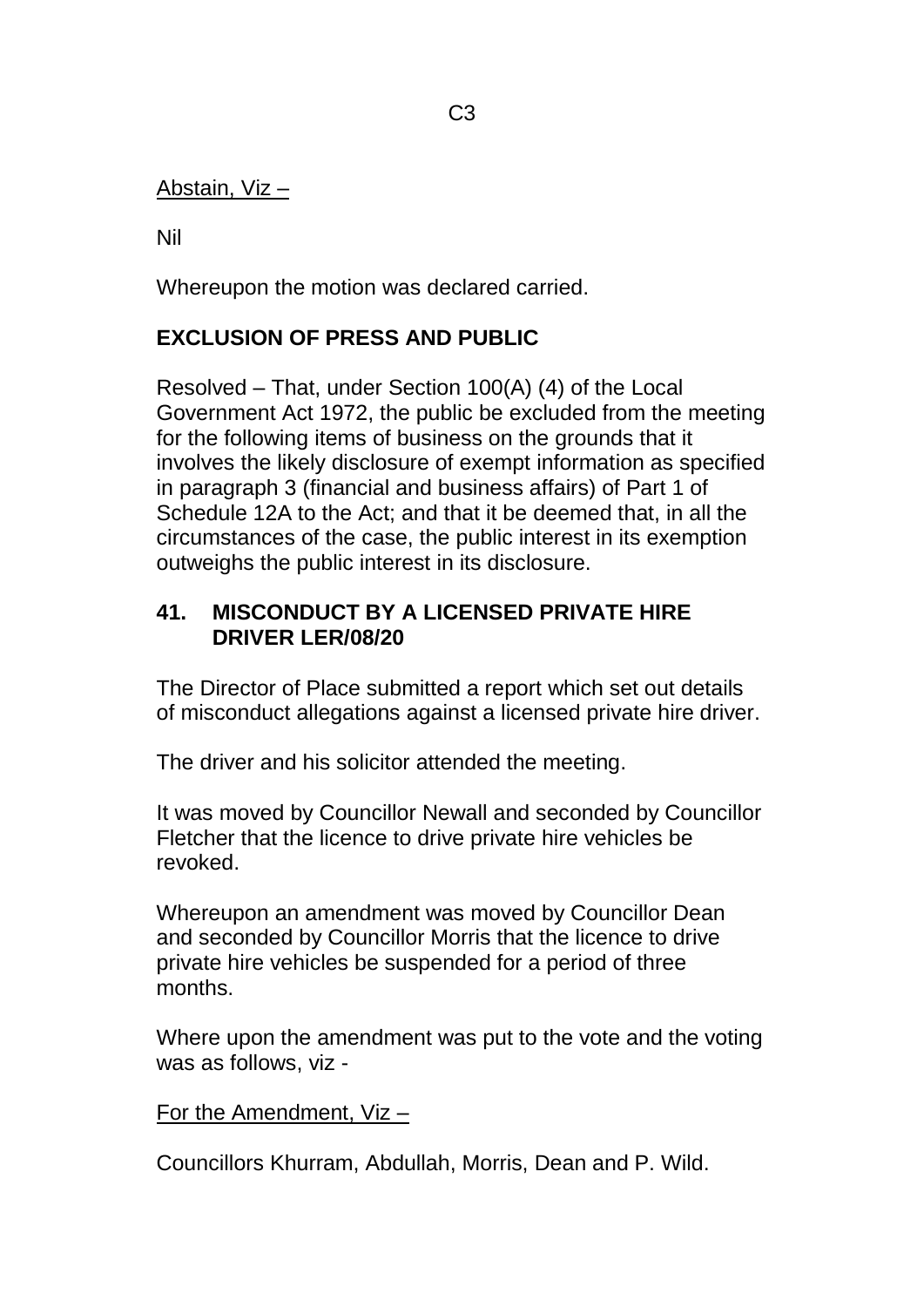Abstain, Viz –

Nil

Whereupon the motion was declared carried.

**EXCLUSION OF PRESS AND PUBLIC**

Resolved – That, under Section 100(A) (4) of the Local Government Act 1972, the public be excluded from the meeting for the following items of business on the grounds that it involves the likely disclosure of exempt information as specified in paragraph 3 (financial and business affairs) of Part 1 of Schedule 12A to the Act; and that it be deemed that, in all the circumstances of the case, the public interest in its exemption outweighs the public interest in its disclosure.

## 41. MISCONDUCT BY A LICENSED PRIVATE HIRE DRIVER LER/08/20

The Director of Place submitted a report which set out details of misconduct allegations against a licensed private hire driver.

The driver and his solicitor attended the meeting.

It was moved by Councillor Newall and seconded by Councillor Fletcher that the licence to drive private hire vehicles be revoked.

Whereupon an amendment was moved by Councillor Dean and seconded by Councillor Morris that the licence to drive private hire vehicles be suspended for a period of three months.

Where upon the amendment was put to the vote and the voting was as follows, viz -

For the Amendment, Viz –

Councillors Khurram, Abdullah, Morris, Dean and P. Wild.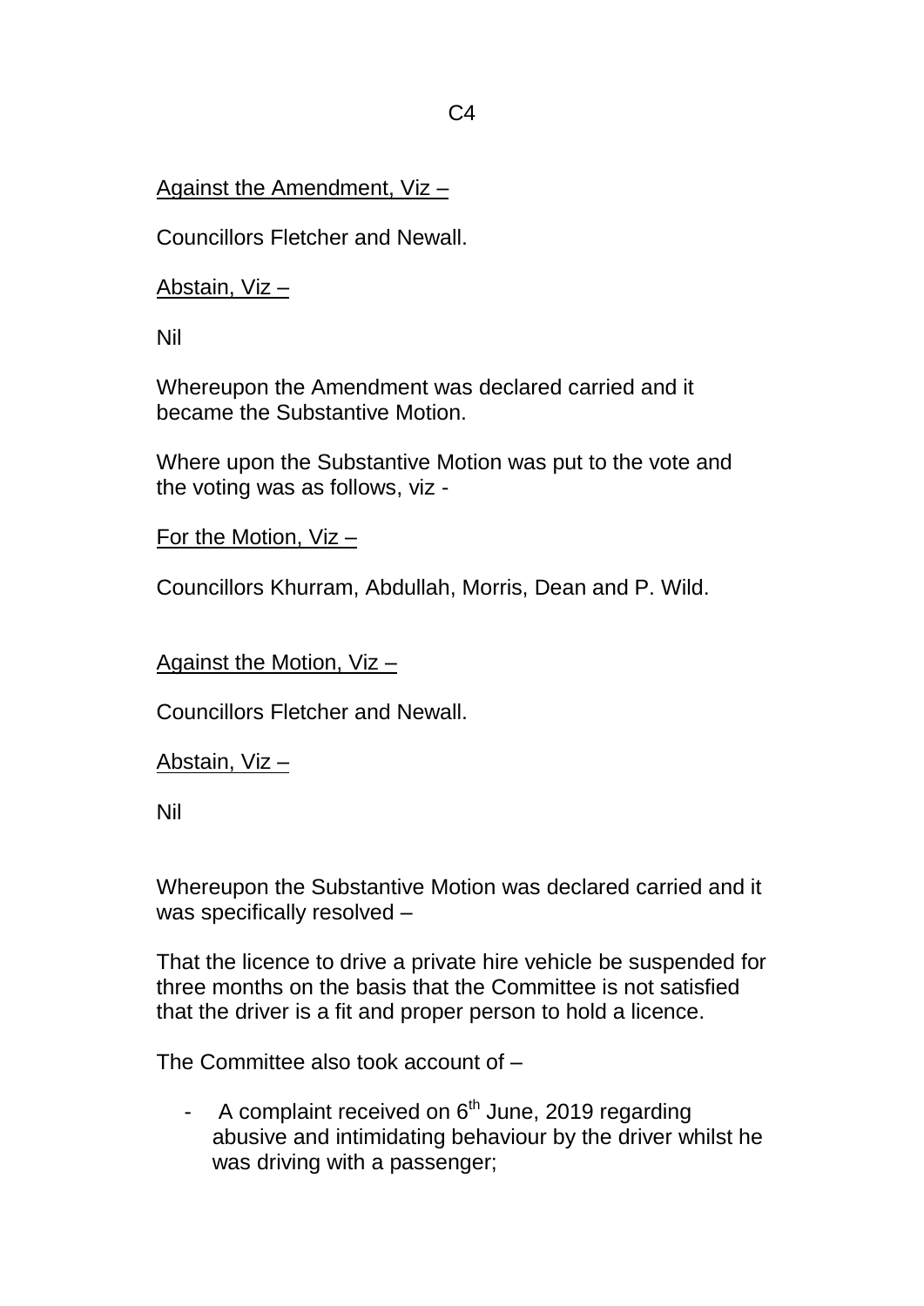<u>Against the Amendment, Viz –</u>

Councillors Fletcher and Newall.

<u>Abstain, Viz –</u>

Nil

Whereupon the Amendment was declared carried and it became the Substantive Motion.

Where upon the Substantive Motion was put to the vote and the voting was as follows, viz -

<u>For the Motion, Viz –</u>

Councillors Khurram, Abdullah, Morris, Dean and P. Wild.

<u>Against the Motion, Viz –</u>

Councillors Fletcher and Newall.

<u>Abstain, Viz –</u>

Nil

Whereupon the Substantive Motion was declared carried and it was specifically resolved –

That the licence to drive a private hire vehicle be suspended for three months on the basis that the Committee is not satisfied that the driver is a fit and proper person to hold a licence.

The Committee also took account of –

- A complaint received on 6th June, 2019 regarding abusive and intimidating behaviour by the driver whilst he was driving with a passenger;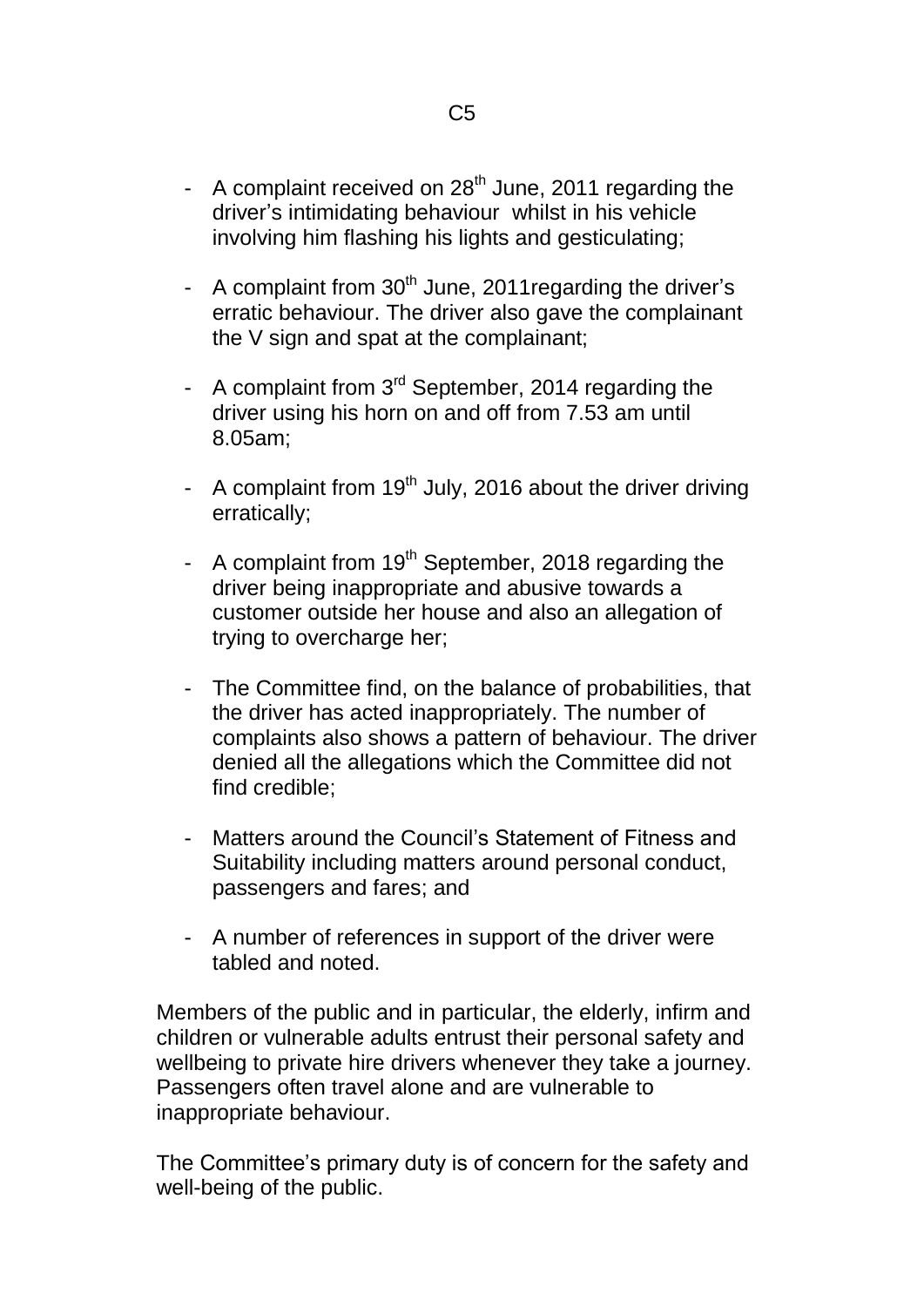- A complaint received on 28th June, 2011 regarding the driver's intimidating behaviour whilst in his vehicle involving him flashing his lights and gesticulating;

- A complaint from 30th June, 2011regarding the driver's erratic behaviour. The driver also gave the complainant the V sign and spat at the complainant;

- A complaint from 3rd September, 2014 regarding the driver using his horn on and off from 7.53 am until 8.05am;

- A complaint from 19th July, 2016 about the driver driving erratically;

- A complaint from 19th September, 2018 regarding the driver being inappropriate and abusive towards a customer outside her house and also an allegation of trying to overcharge her;

- The Committee find, on the balance of probabilities, that the driver has acted inappropriately. The number of complaints also shows a pattern of behaviour. The driver denied all the allegations which the Committee did not find credible;

- Matters around the Council's Statement of Fitness and Suitability including matters around personal conduct, passengers and fares; and

- A number of references in support of the driver were tabled and noted.

Members of the public and in particular, the elderly, infirm and children or vulnerable adults entrust their personal safety and wellbeing to private hire drivers whenever they take a journey. Passengers often travel alone and are vulnerable to inappropriate behaviour.

The Committee's primary duty is of concern for the safety and well-being of the public.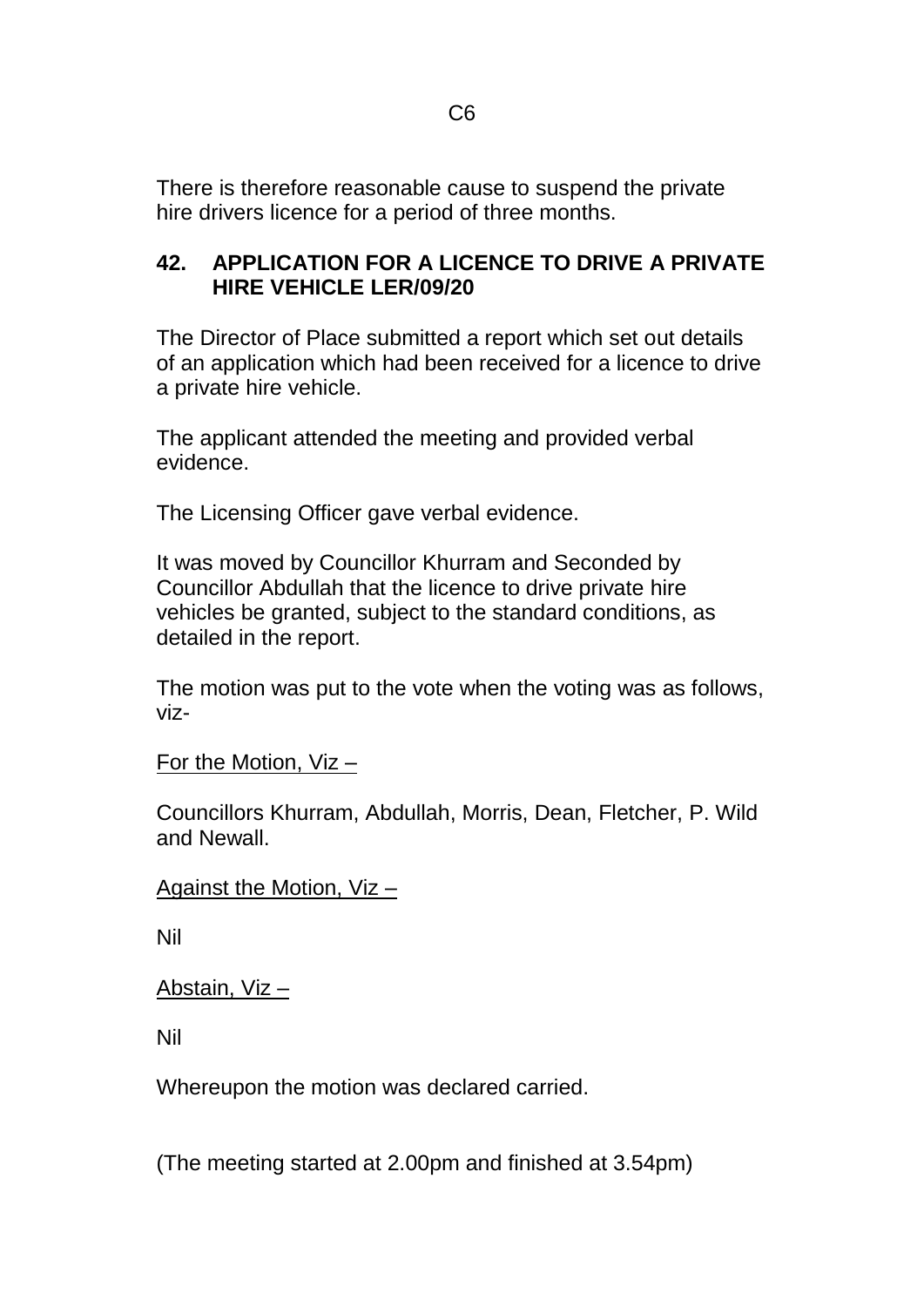There is therefore reasonable cause to suspend the private hire drivers licence for a period of three months.

## 42. APPLICATION FOR A LICENCE TO DRIVE A PRIVATE HIRE VEHICLE LER/09/20

The Director of Place submitted a report which set out details of an application which had been received for a licence to drive a private hire vehicle.

The applicant attended the meeting and provided verbal evidence.

The Licensing Officer gave verbal evidence.

It was moved by Councillor Khurram and Seconded by Councillor Abdullah that the licence to drive private hire vehicles be granted, subject to the standard conditions, as detailed in the report.

The motion was put to the vote when the voting was as follows, viz-

<u>For the Motion, Viz –</u>

Councillors Khurram, Abdullah, Morris, Dean, Fletcher, P. Wild and Newall.

<u>Against the Motion, Viz –</u>

Nil

<u>Abstain, Viz –</u>

Nil

Whereupon the motion was declared carried.

(The meeting started at 2.00pm and finished at 3.54pm)